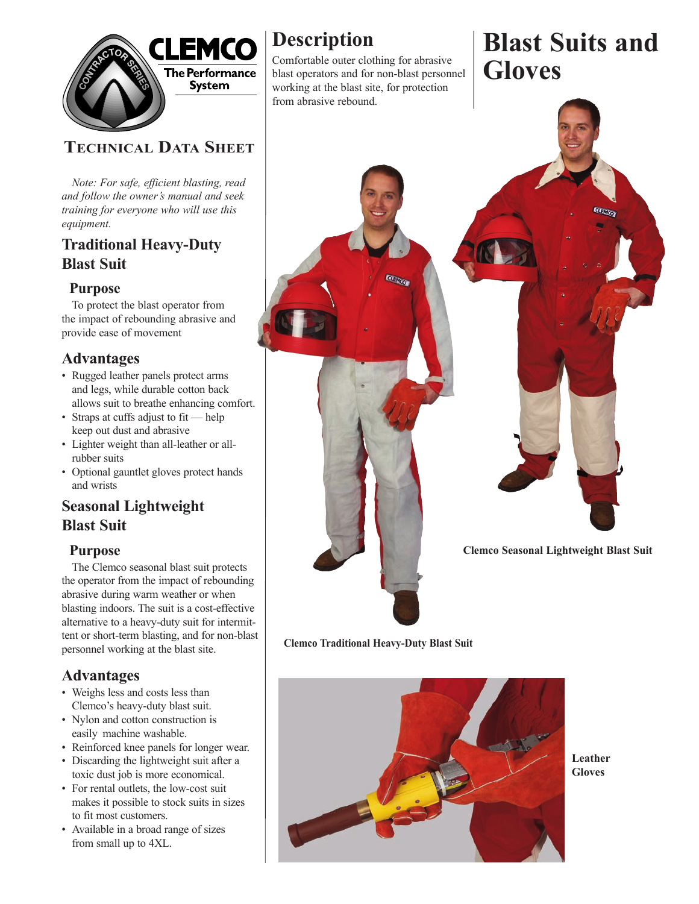# Blast Suits and Gloves

CLEMCO
The Performance System

**TECHNICAL DATA SHEET**

*Note: For safe, efficient blasting, read and follow the owner's manual and seek training for everyone who will use this equipment.*

## Description

Comfortable outer clothing for abrasive blast operators and for non-blast personnel working at the blast site, for protection from abrasive rebound.

## Traditional Heavy-Duty Blast Suit

### Purpose

To protect the blast operator from the impact of rebounding abrasive and provide ease of movement

### Advantages

- Rugged leather panels protect arms and legs, while durable cotton back allows suit to breathe enhancing comfort.
- Straps at cuffs adjust to fit — help keep out dust and abrasive
- Lighter weight than all-leather or all-rubber suits
- Optional gauntlet gloves protect hands and wrists

## Seasonal Lightweight Blast Suit

### Purpose

The Clemco seasonal blast suit protects the operator from the impact of rebounding abrasive during warm weather or when blasting indoors. The suit is a cost-effective alternative to a heavy-duty suit for intermittent or short-term blasting, and for non-blast personnel working at the blast site.

### Advantages

- Weighs less and costs less than Clemco's heavy-duty blast suit.
- Nylon and cotton construction is easily machine washable.
- Reinforced knee panels for longer wear.
- Discarding the lightweight suit after a toxic dust job is more economical.
- For rental outlets, the low-cost suit makes it possible to stock suits in sizes to fit most customers.
- Available in a broad range of sizes from small up to 4XL.

**Clemco Seasonal Lightweight Blast Suit**

**Clemco Traditional Heavy-Duty Blast Suit**

**Leather Gloves**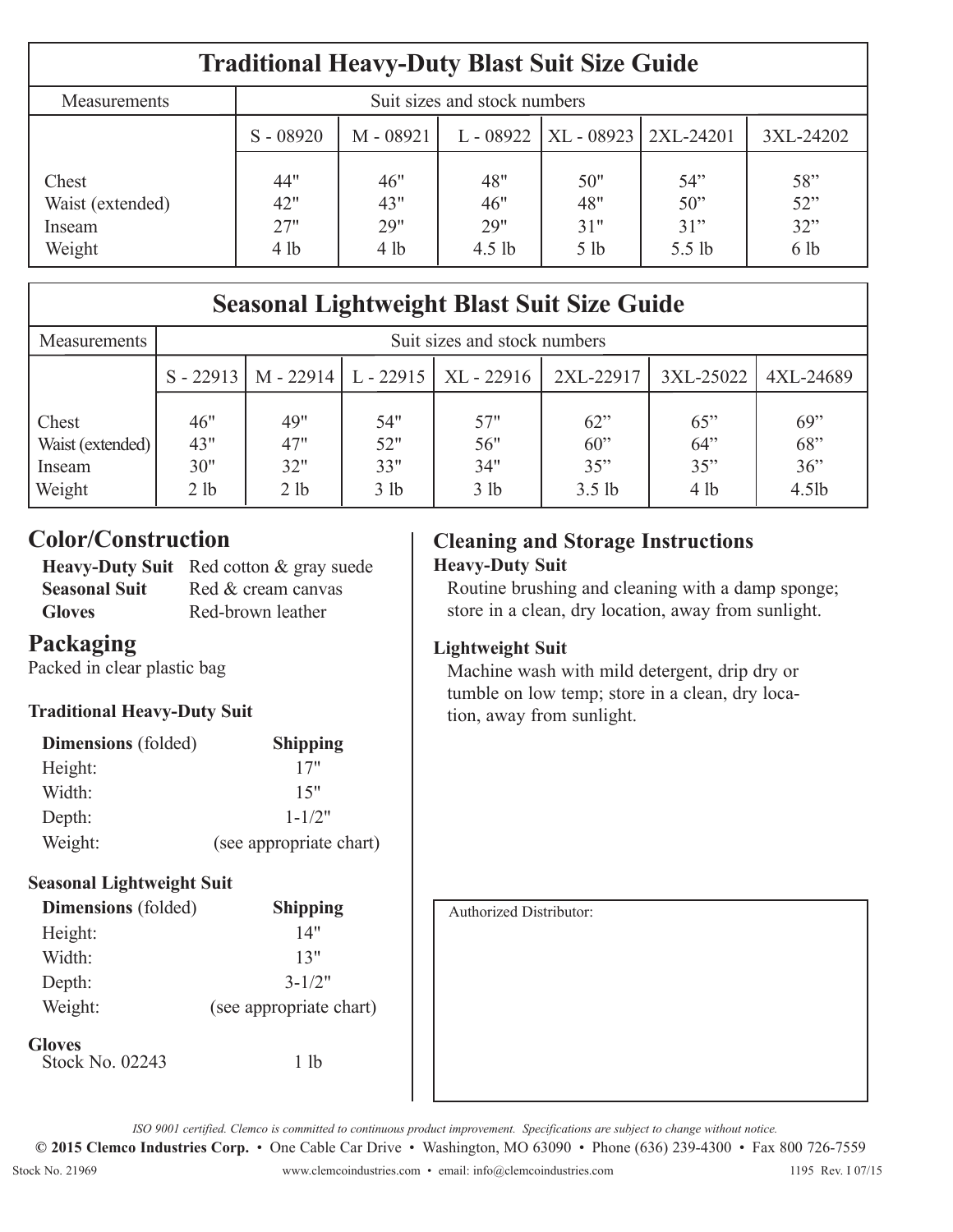## Traditional Heavy-Duty Blast Suit Size Guide

| Measurements | Suit sizes and stock numbers | | | | | |
|---|---|---|---|---|---|---|
| | S - 08920 | M - 08921 | L - 08922 | XL - 08923 | 2XL-24201 | 3XL-24202 |
| Chest | 44" | 46" | 48" | 50" | 54" | 58" |
| Waist (extended) | 42" | 43" | 46" | 48" | 50" | 52" |
| Inseam | 27" | 29" | 29" | 31" | 31" | 32" |
| Weight | 4 lb | 4 lb | 4.5 lb | 5 lb | 5.5 lb | 6 lb |

## Seasonal Lightweight Blast Suit Size Guide

| Measurements | Suit sizes and stock numbers | | | | | | |
|---|---|---|---|---|---|---|---|
| | S - 22913 | M - 22914 | L - 22915 | XL - 22916 | 2XL-22917 | 3XL-25022 | 4XL-24689 |
| Chest | 46" | 49" | 54" | 57" | 62" | 65" | 69" |
| Waist (extended) | 43" | 47" | 52" | 56" | 60" | 64" | 68" |
| Inseam | 30" | 32" | 33" | 34" | 35" | 35" | 36" |
| Weight | 2 lb | 2 lb | 3 lb | 3 lb | 3.5 lb | 4 lb | 4.5lb |

## Color/Construction

**Heavy-Duty Suit** Red cotton & gray suede
**Seasonal Suit** Red & cream canvas
**Gloves** Red-brown leather

## Packaging

Packed in clear plastic bag

### Traditional Heavy-Duty Suit

| **Dimensions** (folded) | **Shipping** |
|---|---|
| Height: | 17" |
| Width: | 15" |
| Depth: | 1-1/2" |
| Weight: | (see appropriate chart) |

### Seasonal Lightweight Suit

| **Dimensions** (folded) | **Shipping** |
|---|---|
| Height: | 14" |
| Width: | 13" |
| Depth: | 3-1/2" |
| Weight: | (see appropriate chart) |

**Gloves**
Stock No. 02243 1 lb

## Cleaning and Storage Instructions

**Heavy-Duty Suit**
Routine brushing and cleaning with a damp sponge; store in a clean, dry location, away from sunlight.

**Lightweight Suit**
Machine wash with mild detergent, drip dry or tumble on low temp; store in a clean, dry location, away from sunlight.

Authorized Distributor:

*ISO 9001 certified. Clemco is committed to continuous product improvement. Specifications are subject to change without notice.*

**© 2015 Clemco Industries Corp.** • One Cable Car Drive • Washington, MO 63090 • Phone (636) 239-4300 • Fax 800 726-7559

Stock No. 21969 www.clemcoindustries.com • email: info@clemcoindustries.com 1195 Rev. I 07/15